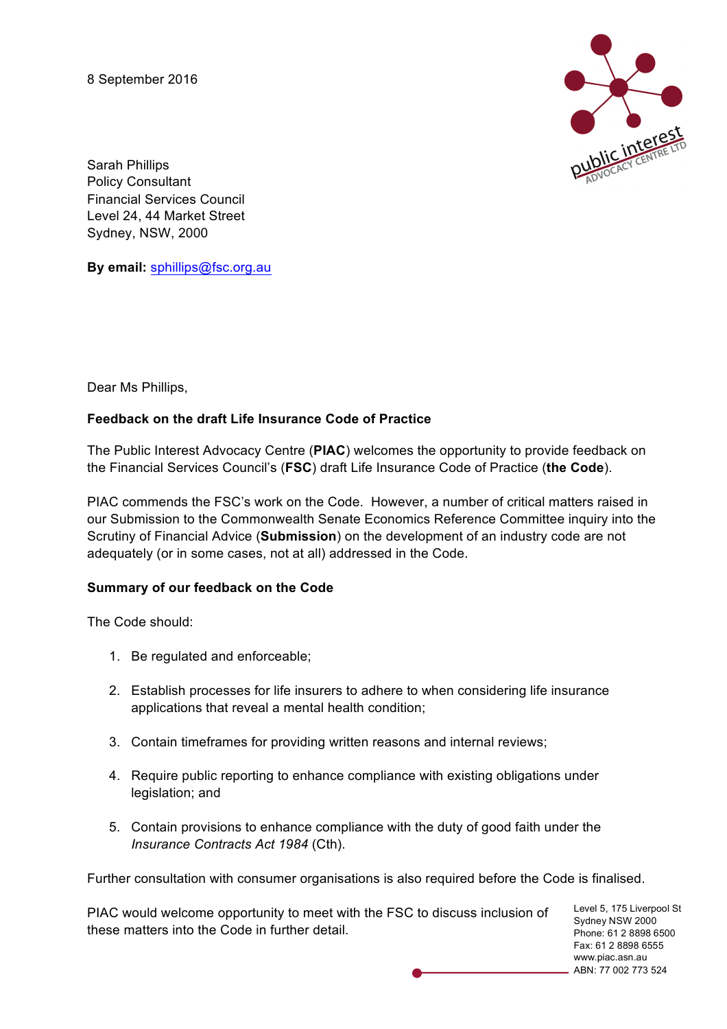8 September 2016

Sarah Phillips
Policy Consultant
Financial Services Council
Level 24, 44 Market Street
Sydney, NSW, 2000

**By email:** sphillips@fsc.org.au

Dear Ms Phillips,

**Feedback on the draft Life Insurance Code of Practice**

The Public Interest Advocacy Centre (**PIAC**) welcomes the opportunity to provide feedback on the Financial Services Council's (**FSC**) draft Life Insurance Code of Practice (**the Code**).

PIAC commends the FSC's work on the Code. However, a number of critical matters raised in our Submission to the Commonwealth Senate Economics Reference Committee inquiry into the Scrutiny of Financial Advice (**Submission**) on the development of an industry code are not adequately (or in some cases, not at all) addressed in the Code.

**Summary of our feedback on the Code**

The Code should:

1. Be regulated and enforceable;
2. Establish processes for life insurers to adhere to when considering life insurance applications that reveal a mental health condition;
3. Contain timeframes for providing written reasons and internal reviews;
4. Require public reporting to enhance compliance with existing obligations under legislation; and
5. Contain provisions to enhance compliance with the duty of good faith under the *Insurance Contracts Act 1984* (Cth).

Further consultation with consumer organisations is also required before the Code is finalised.

PIAC would welcome opportunity to meet with the FSC to discuss inclusion of these matters into the Code in further detail.

Level 5, 175 Liverpool St
Sydney NSW 2000
Phone: 61 2 8898 6500
Fax: 61 2 8898 6555
www.piac.asn.au
ABN: 77 002 773 524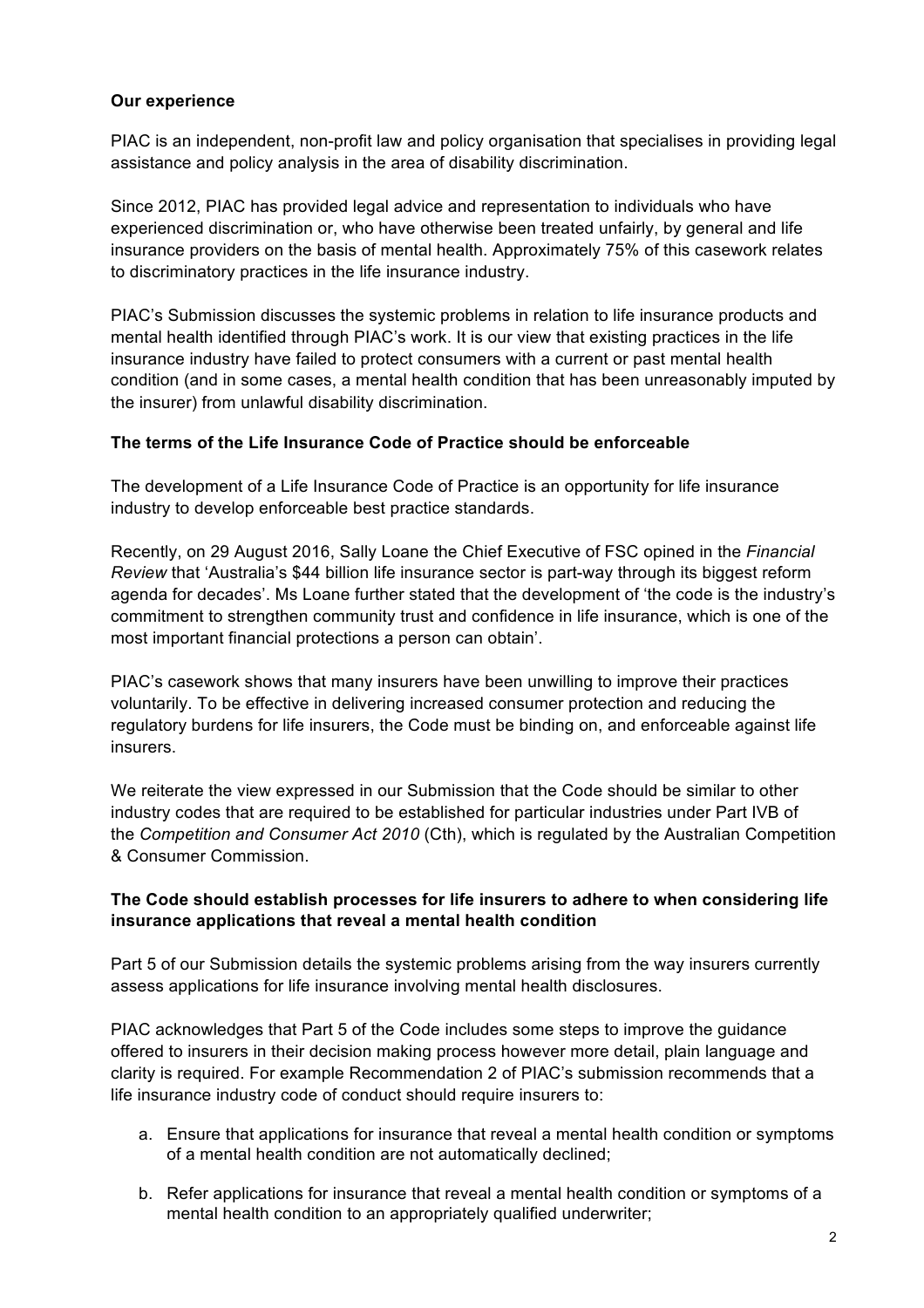**Our experience**

PIAC is an independent, non-profit law and policy organisation that specialises in providing legal assistance and policy analysis in the area of disability discrimination.

Since 2012, PIAC has provided legal advice and representation to individuals who have experienced discrimination or, who have otherwise been treated unfairly, by general and life insurance providers on the basis of mental health. Approximately 75% of this casework relates to discriminatory practices in the life insurance industry.

PIAC's Submission discusses the systemic problems in relation to life insurance products and mental health identified through PIAC's work. It is our view that existing practices in the life insurance industry have failed to protect consumers with a current or past mental health condition (and in some cases, a mental health condition that has been unreasonably imputed by the insurer) from unlawful disability discrimination.

**The terms of the Life Insurance Code of Practice should be enforceable**

The development of a Life Insurance Code of Practice is an opportunity for life insurance industry to develop enforceable best practice standards.

Recently, on 29 August 2016, Sally Loane the Chief Executive of FSC opined in the *Financial Review* that 'Australia's $44 billion life insurance sector is part-way through its biggest reform agenda for decades'. Ms Loane further stated that the development of 'the code is the industry's commitment to strengthen community trust and confidence in life insurance, which is one of the most important financial protections a person can obtain'.

PIAC's casework shows that many insurers have been unwilling to improve their practices voluntarily. To be effective in delivering increased consumer protection and reducing the regulatory burdens for life insurers, the Code must be binding on, and enforceable against life insurers.

We reiterate the view expressed in our Submission that the Code should be similar to other industry codes that are required to be established for particular industries under Part IVB of the *Competition and Consumer Act 2010* (Cth), which is regulated by the Australian Competition & Consumer Commission.

**The Code should establish processes for life insurers to adhere to when considering life insurance applications that reveal a mental health condition**

Part 5 of our Submission details the systemic problems arising from the way insurers currently assess applications for life insurance involving mental health disclosures.

PIAC acknowledges that Part 5 of the Code includes some steps to improve the guidance offered to insurers in their decision making process however more detail, plain language and clarity is required. For example Recommendation 2 of PIAC's submission recommends that a life insurance industry code of conduct should require insurers to:

a. Ensure that applications for insurance that reveal a mental health condition or symptoms of a mental health condition are not automatically declined;

b. Refer applications for insurance that reveal a mental health condition or symptoms of a mental health condition to an appropriately qualified underwriter;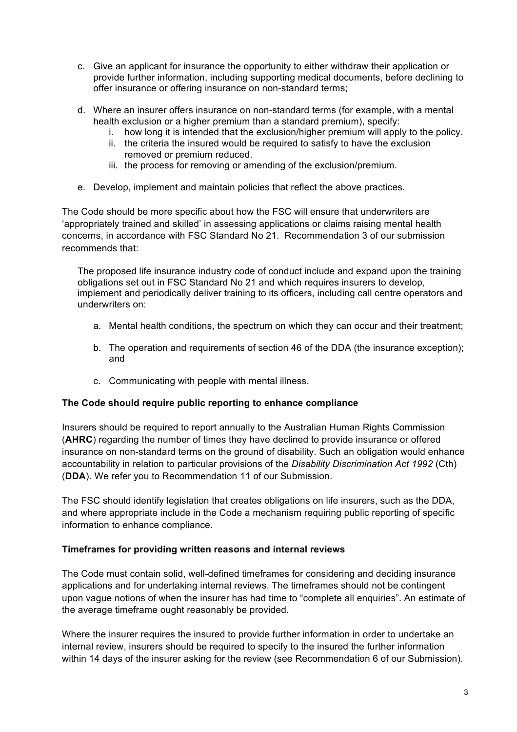c. Give an applicant for insurance the opportunity to either withdraw their application or provide further information, including supporting medical documents, before declining to offer insurance or offering insurance on non-standard terms;

d. Where an insurer offers insurance on non-standard terms (for example, with a mental health exclusion or a higher premium than a standard premium), specify:
   i. how long it is intended that the exclusion/higher premium will apply to the policy.
   ii. the criteria the insured would be required to satisfy to have the exclusion removed or premium reduced.
   iii. the process for removing or amending of the exclusion/premium.

e. Develop, implement and maintain policies that reflect the above practices.

The Code should be more specific about how the FSC will ensure that underwriters are 'appropriately trained and skilled' in assessing applications or claims raising mental health concerns, in accordance with FSC Standard No 21. Recommendation 3 of our submission recommends that:

> The proposed life insurance industry code of conduct include and expand upon the training obligations set out in FSC Standard No 21 and which requires insurers to develop, implement and periodically deliver training to its officers, including call centre operators and underwriters on:
>
> a. Mental health conditions, the spectrum on which they can occur and their treatment;
>
> b. The operation and requirements of section 46 of the DDA (the insurance exception); and
>
> c. Communicating with people with mental illness.

**The Code should require public reporting to enhance compliance**

Insurers should be required to report annually to the Australian Human Rights Commission (**AHRC**) regarding the number of times they have declined to provide insurance or offered insurance on non-standard terms on the ground of disability. Such an obligation would enhance accountability in relation to particular provisions of the *Disability Discrimination Act 1992* (Cth) (**DDA**). We refer you to Recommendation 11 of our Submission.

The FSC should identify legislation that creates obligations on life insurers, such as the DDA, and where appropriate include in the Code a mechanism requiring public reporting of specific information to enhance compliance.

**Timeframes for providing written reasons and internal reviews**

The Code must contain solid, well-defined timeframes for considering and deciding insurance applications and for undertaking internal reviews. The timeframes should not be contingent upon vague notions of when the insurer has had time to "complete all enquiries". An estimate of the average timeframe ought reasonably be provided.

Where the insurer requires the insured to provide further information in order to undertake an internal review, insurers should be required to specify to the insured the further information within 14 days of the insurer asking for the review (see Recommendation 6 of our Submission).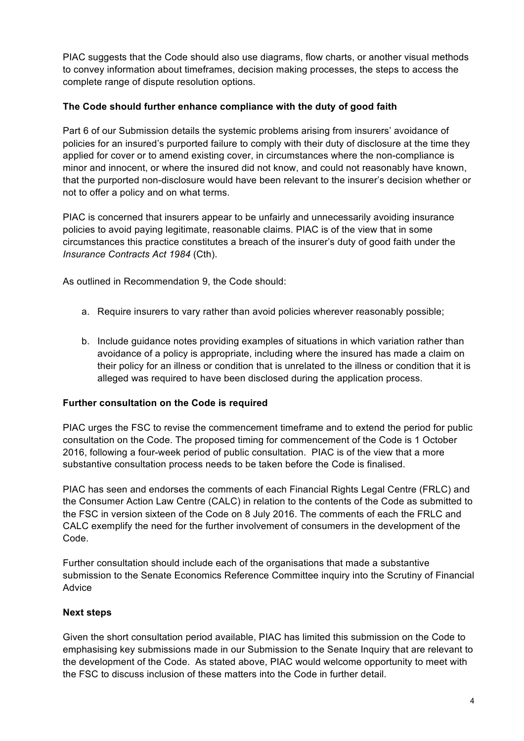PIAC suggests that the Code should also use diagrams, flow charts, or another visual methods to convey information about timeframes, decision making processes, the steps to access the complete range of dispute resolution options.

**The Code should further enhance compliance with the duty of good faith**

Part 6 of our Submission details the systemic problems arising from insurers' avoidance of policies for an insured's purported failure to comply with their duty of disclosure at the time they applied for cover or to amend existing cover, in circumstances where the non-compliance is minor and innocent, or where the insured did not know, and could not reasonably have known, that the purported non-disclosure would have been relevant to the insurer's decision whether or not to offer a policy and on what terms.

PIAC is concerned that insurers appear to be unfairly and unnecessarily avoiding insurance policies to avoid paying legitimate, reasonable claims. PIAC is of the view that in some circumstances this practice constitutes a breach of the insurer's duty of good faith under the *Insurance Contracts Act 1984* (Cth).

As outlined in Recommendation 9, the Code should:

a. Require insurers to vary rather than avoid policies wherever reasonably possible;

b. Include guidance notes providing examples of situations in which variation rather than avoidance of a policy is appropriate, including where the insured has made a claim on their policy for an illness or condition that is unrelated to the illness or condition that it is alleged was required to have been disclosed during the application process.

**Further consultation on the Code is required**

PIAC urges the FSC to revise the commencement timeframe and to extend the period for public consultation on the Code. The proposed timing for commencement of the Code is 1 October 2016, following a four-week period of public consultation. PIAC is of the view that a more substantive consultation process needs to be taken before the Code is finalised.

PIAC has seen and endorses the comments of each Financial Rights Legal Centre (FRLC) and the Consumer Action Law Centre (CALC) in relation to the contents of the Code as submitted to the FSC in version sixteen of the Code on 8 July 2016. The comments of each the FRLC and CALC exemplify the need for the further involvement of consumers in the development of the Code.

Further consultation should include each of the organisations that made a substantive submission to the Senate Economics Reference Committee inquiry into the Scrutiny of Financial Advice

**Next steps**

Given the short consultation period available, PIAC has limited this submission on the Code to emphasising key submissions made in our Submission to the Senate Inquiry that are relevant to the development of the Code. As stated above, PIAC would welcome opportunity to meet with the FSC to discuss inclusion of these matters into the Code in further detail.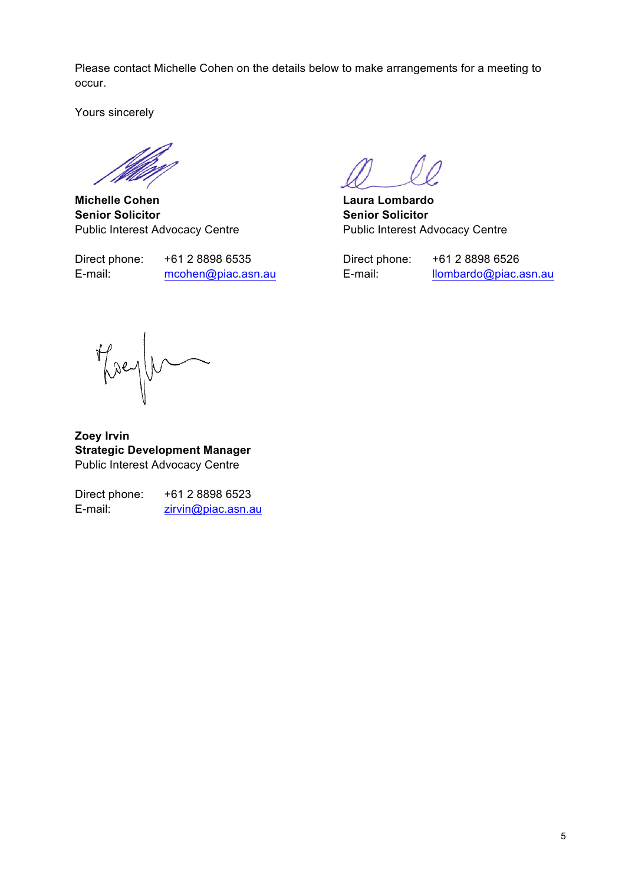Please contact Michelle Cohen on the details below to make arrangements for a meeting to occur.

Yours sincerely

**Michelle Cohen**
**Senior Solicitor**
Public Interest Advocacy Centre

Direct phone: +61 2 8898 6535
E-mail: mcohen@piac.asn.au

**Laura Lombardo**
**Senior Solicitor**
Public Interest Advocacy Centre

Direct phone: +61 2 8898 6526
E-mail: llombardo@piac.asn.au

**Zoey Irvin**
**Strategic Development Manager**
Public Interest Advocacy Centre

Direct phone: +61 2 8898 6523
E-mail: zirvin@piac.asn.au